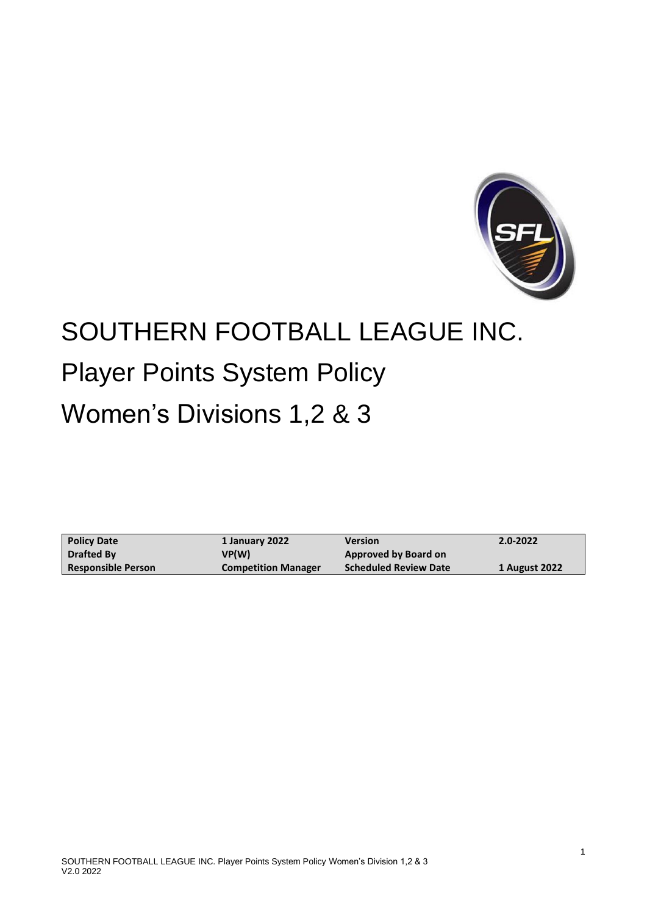# SOUTHERN FOOTBALL LEAGUE INC.

# Player Points System Policy

# Women's Divisions 1,2 & 3

| Policy Date | 1 January 2022 | Version | 2.0-2022 |
| --- | --- | --- | --- |
| Drafted By | VP(W) | Approved by Board on | |
| Responsible Person | Competition Manager | Scheduled Review Date | 1 August 2022 |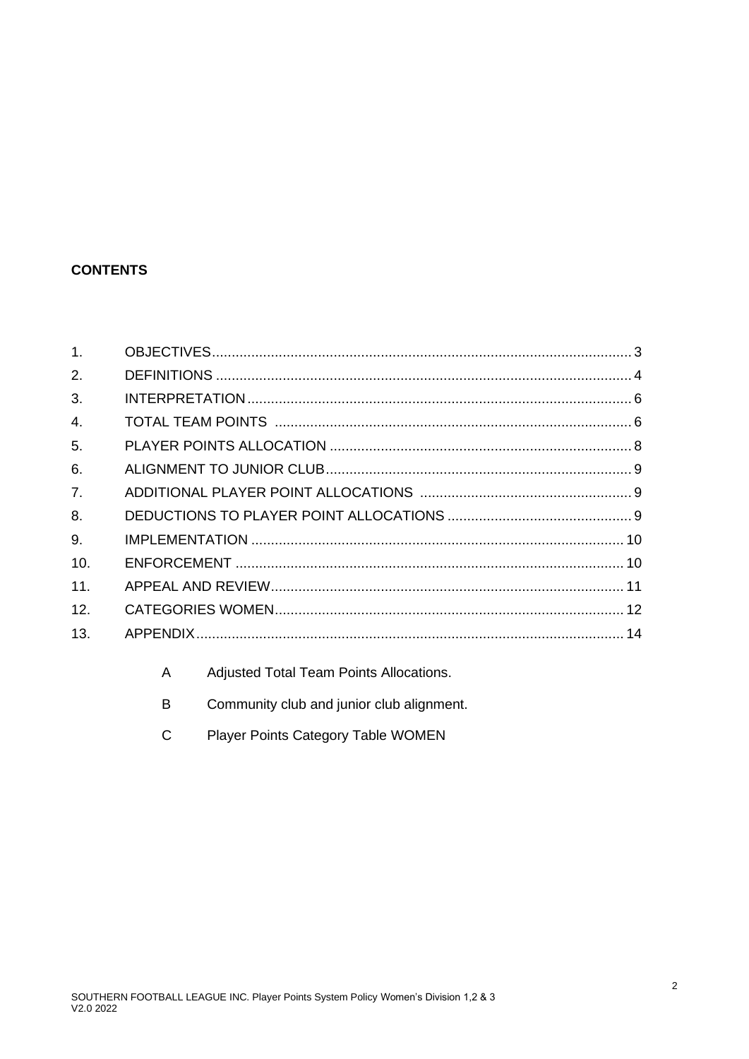**CONTENTS**

| | | |
|---|---|---|
| 1. | OBJECTIVES | 3 |
| 2. | DEFINITIONS | 4 |
| 3. | INTERPRETATION | 6 |
| 4. | TOTAL TEAM POINTS | 6 |
| 5. | PLAYER POINTS ALLOCATION | 8 |
| 6. | ALIGNMENT TO JUNIOR CLUB | 9 |
| 7. | ADDITIONAL PLAYER POINT ALLOCATIONS | 9 |
| 8. | DEDUCTIONS TO PLAYER POINT ALLOCATIONS | 9 |
| 9. | IMPLEMENTATION | 10 |
| 10. | ENFORCEMENT | 10 |
| 11. | APPEAL AND REVIEW | 11 |
| 12. | CATEGORIES WOMEN | 12 |
| 13. | APPENDIX | 14 |

- A Adjusted Total Team Points Allocations.
- B Community club and junior club alignment.
- C Player Points Category Table WOMEN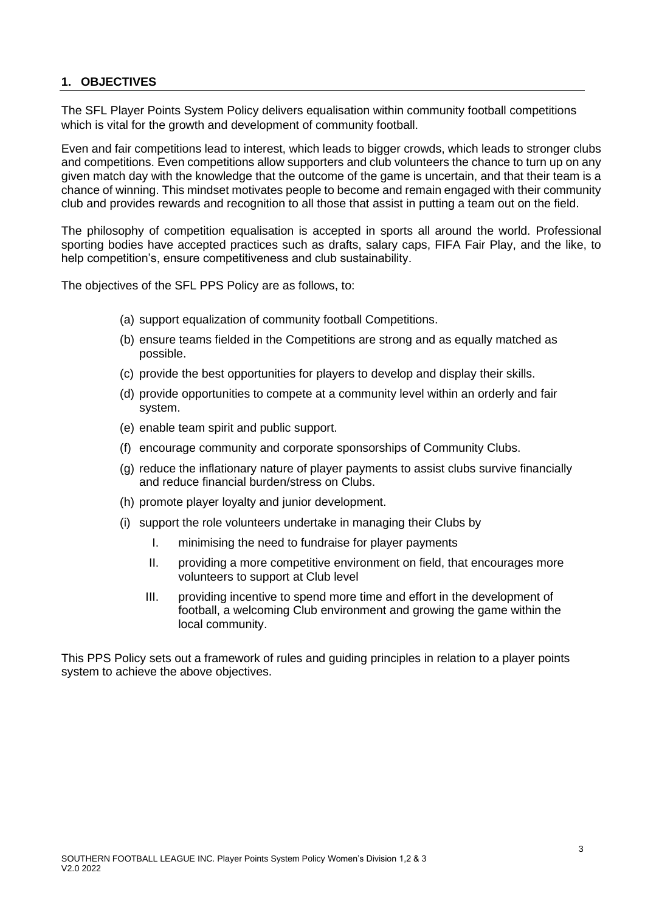## 1. OBJECTIVES

The SFL Player Points System Policy delivers equalisation within community football competitions which is vital for the growth and development of community football.

Even and fair competitions lead to interest, which leads to bigger crowds, which leads to stronger clubs and competitions. Even competitions allow supporters and club volunteers the chance to turn up on any given match day with the knowledge that the outcome of the game is uncertain, and that their team is a chance of winning. This mindset motivates people to become and remain engaged with their community club and provides rewards and recognition to all those that assist in putting a team out on the field.

The philosophy of competition equalisation is accepted in sports all around the world. Professional sporting bodies have accepted practices such as drafts, salary caps, FIFA Fair Play, and the like, to help competition's, ensure competitiveness and club sustainability.

The objectives of the SFL PPS Policy are as follows, to:

(a) support equalization of community football Competitions.

(b) ensure teams fielded in the Competitions are strong and as equally matched as possible.

(c) provide the best opportunities for players to develop and display their skills.

(d) provide opportunities to compete at a community level within an orderly and fair system.

(e) enable team spirit and public support.

(f) encourage community and corporate sponsorships of Community Clubs.

(g) reduce the inflationary nature of player payments to assist clubs survive financially and reduce financial burden/stress on Clubs.

(h) promote player loyalty and junior development.

(i) support the role volunteers undertake in managing their Clubs by

  I. minimising the need to fundraise for player payments

  II. providing a more competitive environment on field, that encourages more volunteers to support at Club level

  III. providing incentive to spend more time and effort in the development of football, a welcoming Club environment and growing the game within the local community.

This PPS Policy sets out a framework of rules and guiding principles in relation to a player points system to achieve the above objectives.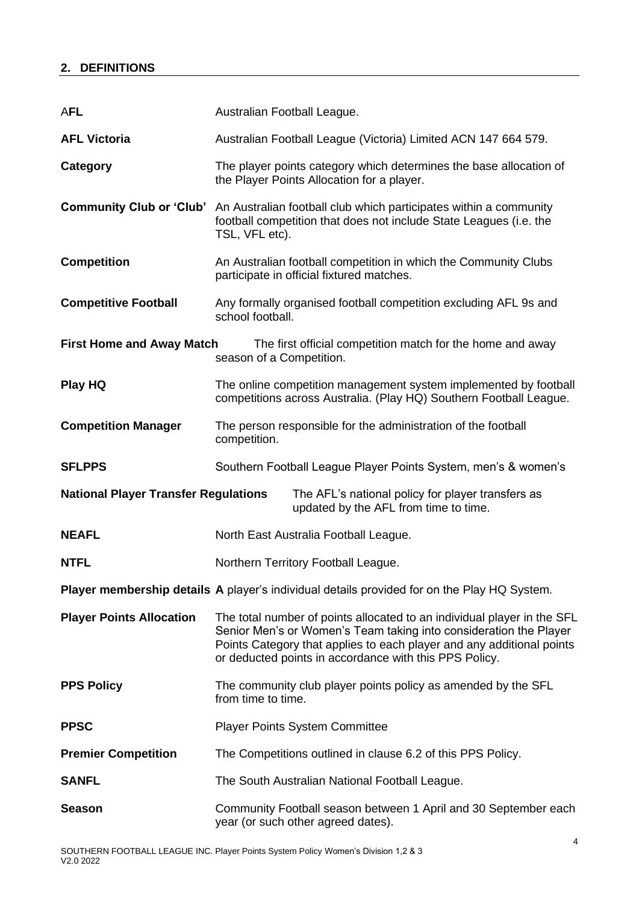## 2. DEFINITIONS

| | |
|---|---|
| **AFL** | Australian Football League. |
| **AFL Victoria** | Australian Football League (Victoria) Limited ACN 147 664 579. |
| **Category** | The player points category which determines the base allocation of the Player Points Allocation for a player. |
| **Community Club or 'Club'** | An Australian football club which participates within a community football competition that does not include State Leagues (i.e. the TSL, VFL etc). |
| **Competition** | An Australian football competition in which the Community Clubs participate in official fixtured matches. |
| **Competitive Football** | Any formally organised football competition excluding AFL 9s and school football. |
| **First Home and Away Match** | The first official competition match for the home and away season of a Competition. |
| **Play HQ** | The online competition management system implemented by football competitions across Australia. (Play HQ) Southern Football League. |
| **Competition Manager** | The person responsible for the administration of the football competition. |
| **SFLPPS** | Southern Football League Player Points System, men's & women's |
| **National Player Transfer Regulations** | The AFL's national policy for player transfers as updated by the AFL from time to time. |
| **NEAFL** | North East Australia Football League. |
| **NTFL** | Northern Territory Football League. |
| **Player membership details** | **A** player's individual details provided for on the Play HQ System. |
| **Player Points Allocation** | The total number of points allocated to an individual player in the SFL Senior Men's or Women's Team taking into consideration the Player Points Category that applies to each player and any additional points or deducted points in accordance with this PPS Policy. |
| **PPS Policy** | The community club player points policy as amended by the SFL from time to time. |
| **PPSC** | Player Points System Committee |
| **Premier Competition** | The Competitions outlined in clause 6.2 of this PPS Policy. |
| **SANFL** | The South Australian National Football League. |
| **Season** | Community Football season between 1 April and 30 September each year (or such other agreed dates). |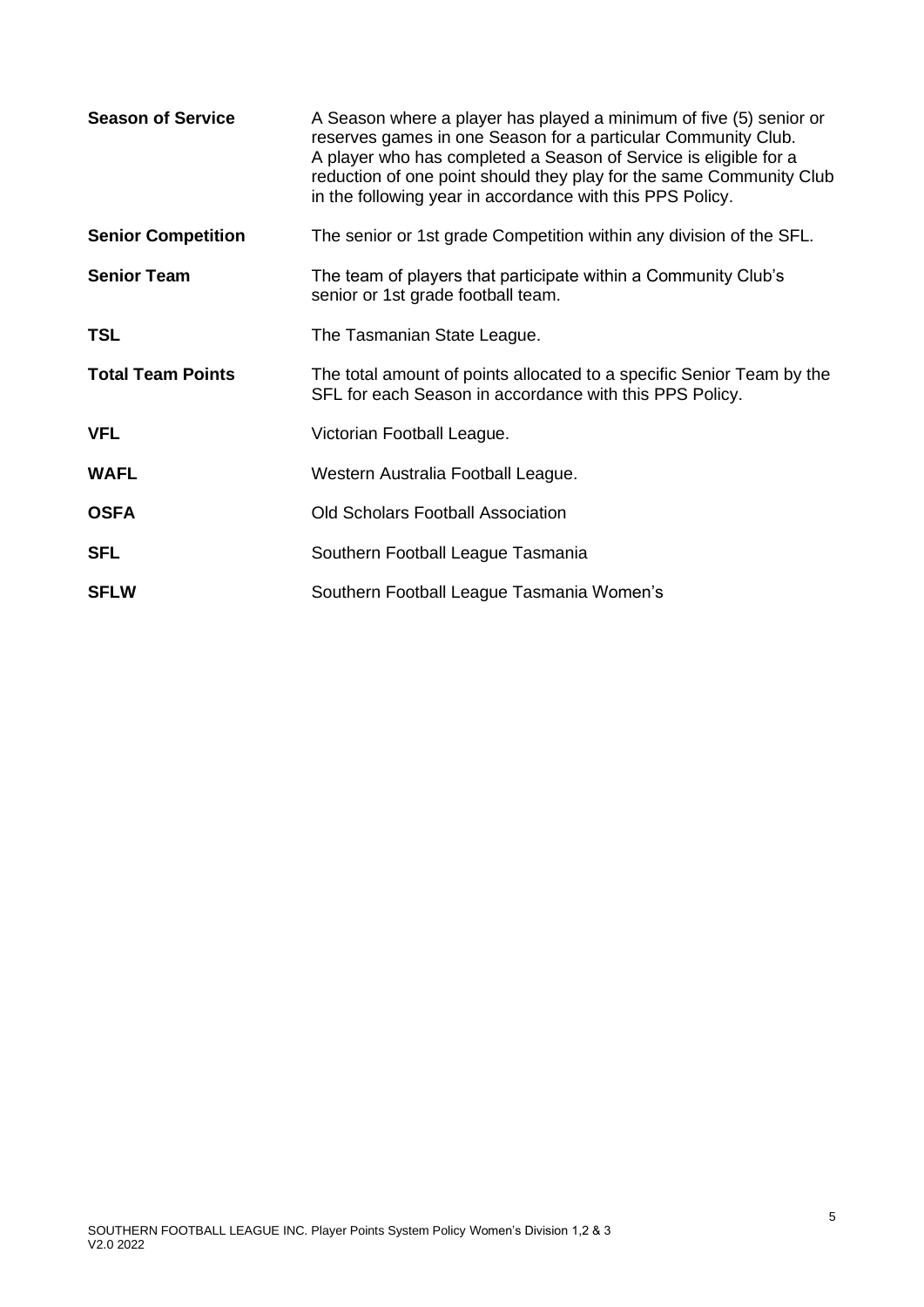| | |
|---|---|
| **Season of Service** | A Season where a player has played a minimum of five (5) senior or reserves games in one Season for a particular Community Club. A player who has completed a Season of Service is eligible for a reduction of one point should they play for the same Community Club in the following year in accordance with this PPS Policy. |
| **Senior Competition** | The senior or 1st grade Competition within any division of the SFL. |
| **Senior Team** | The team of players that participate within a Community Club's senior or 1st grade football team. |
| **TSL** | The Tasmanian State League. |
| **Total Team Points** | The total amount of points allocated to a specific Senior Team by the SFL for each Season in accordance with this PPS Policy. |
| **VFL** | Victorian Football League. |
| **WAFL** | Western Australia Football League. |
| **OSFA** | Old Scholars Football Association |
| **SFL** | Southern Football League Tasmania |
| **SFLW** | Southern Football League Tasmania Women's |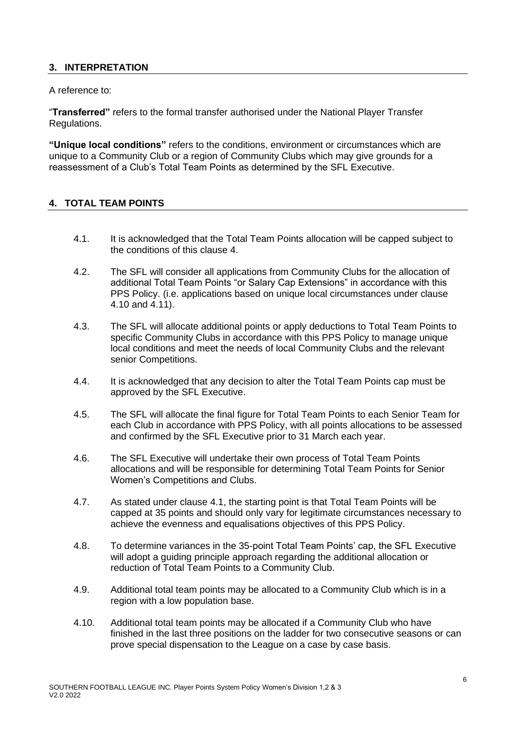## 3. INTERPRETATION

A reference to:

"**Transferred"** refers to the formal transfer authorised under the National Player Transfer Regulations.

**"Unique local conditions"** refers to the conditions, environment or circumstances which are unique to a Community Club or a region of Community Clubs which may give grounds for a reassessment of a Club's Total Team Points as determined by the SFL Executive.

## 4. TOTAL TEAM POINTS

4.1. It is acknowledged that the Total Team Points allocation will be capped subject to the conditions of this clause 4.

4.2. The SFL will consider all applications from Community Clubs for the allocation of additional Total Team Points "or Salary Cap Extensions" in accordance with this PPS Policy. (i.e. applications based on unique local circumstances under clause 4.10 and 4.11).

4.3. The SFL will allocate additional points or apply deductions to Total Team Points to specific Community Clubs in accordance with this PPS Policy to manage unique local conditions and meet the needs of local Community Clubs and the relevant senior Competitions.

4.4. It is acknowledged that any decision to alter the Total Team Points cap must be approved by the SFL Executive.

4.5. The SFL will allocate the final figure for Total Team Points to each Senior Team for each Club in accordance with PPS Policy, with all points allocations to be assessed and confirmed by the SFL Executive prior to 31 March each year.

4.6. The SFL Executive will undertake their own process of Total Team Points allocations and will be responsible for determining Total Team Points for Senior Women's Competitions and Clubs.

4.7. As stated under clause 4.1, the starting point is that Total Team Points will be capped at 35 points and should only vary for legitimate circumstances necessary to achieve the evenness and equalisations objectives of this PPS Policy.

4.8. To determine variances in the 35-point Total Team Points' cap, the SFL Executive will adopt a guiding principle approach regarding the additional allocation or reduction of Total Team Points to a Community Club.

4.9. Additional total team points may be allocated to a Community Club which is in a region with a low population base.

4.10. Additional total team points may be allocated if a Community Club who have finished in the last three positions on the ladder for two consecutive seasons or can prove special dispensation to the League on a case by case basis.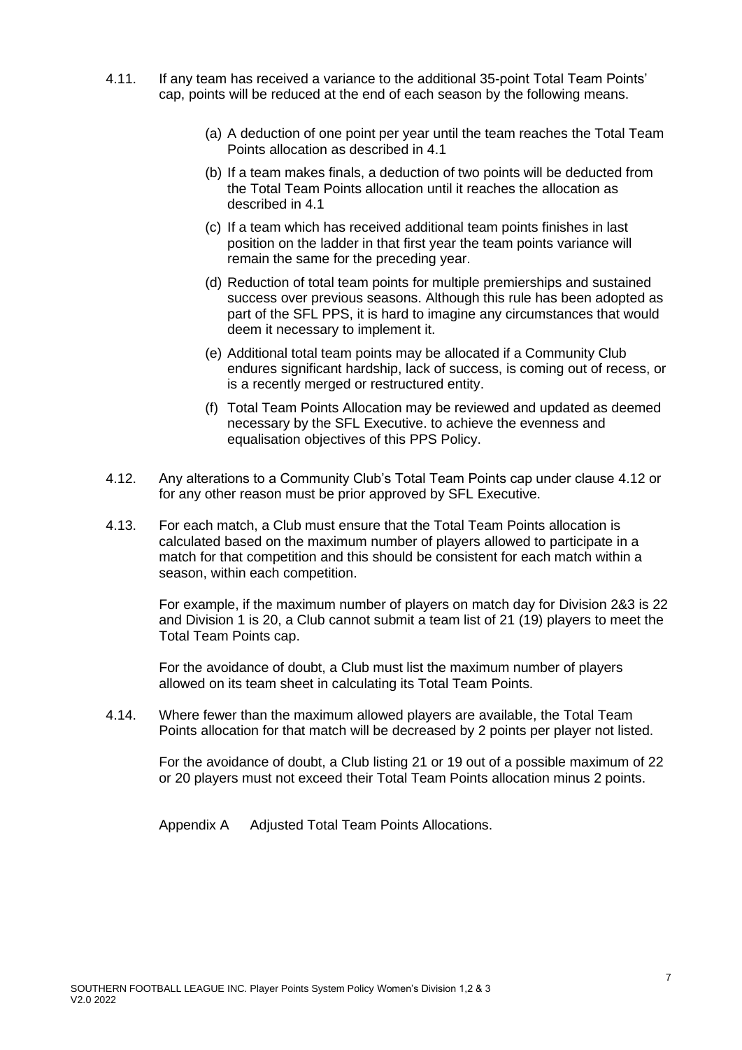4.11. If any team has received a variance to the additional 35-point Total Team Points' cap, points will be reduced at the end of each season by the following means.

(a) A deduction of one point per year until the team reaches the Total Team Points allocation as described in 4.1

(b) If a team makes finals, a deduction of two points will be deducted from the Total Team Points allocation until it reaches the allocation as described in 4.1

(c) If a team which has received additional team points finishes in last position on the ladder in that first year the team points variance will remain the same for the preceding year.

(d) Reduction of total team points for multiple premierships and sustained success over previous seasons. Although this rule has been adopted as part of the SFL PPS, it is hard to imagine any circumstances that would deem it necessary to implement it.

(e) Additional total team points may be allocated if a Community Club endures significant hardship, lack of success, is coming out of recess, or is a recently merged or restructured entity.

(f) Total Team Points Allocation may be reviewed and updated as deemed necessary by the SFL Executive. to achieve the evenness and equalisation objectives of this PPS Policy.

4.12. Any alterations to a Community Club's Total Team Points cap under clause 4.12 or for any other reason must be prior approved by SFL Executive.

4.13. For each match, a Club must ensure that the Total Team Points allocation is calculated based on the maximum number of players allowed to participate in a match for that competition and this should be consistent for each match within a season, within each competition.

For example, if the maximum number of players on match day for Division 2&3 is 22 and Division 1 is 20, a Club cannot submit a team list of 21 (19) players to meet the Total Team Points cap.

For the avoidance of doubt, a Club must list the maximum number of players allowed on its team sheet in calculating its Total Team Points.

4.14. Where fewer than the maximum allowed players are available, the Total Team Points allocation for that match will be decreased by 2 points per player not listed.

For the avoidance of doubt, a Club listing 21 or 19 out of a possible maximum of 22 or 20 players must not exceed their Total Team Points allocation minus 2 points.

Appendix A Adjusted Total Team Points Allocations.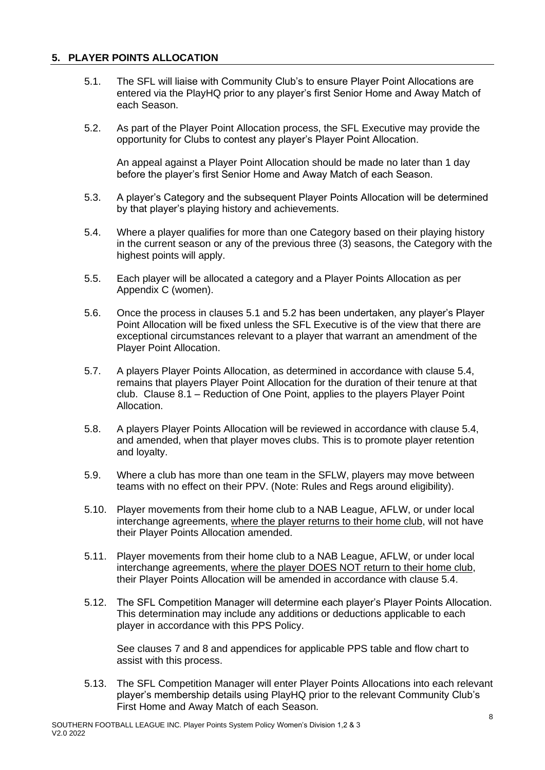## 5. PLAYER POINTS ALLOCATION

5.1. The SFL will liaise with Community Club's to ensure Player Point Allocations are entered via the PlayHQ prior to any player's first Senior Home and Away Match of each Season.

5.2. As part of the Player Point Allocation process, the SFL Executive may provide the opportunity for Clubs to contest any player's Player Point Allocation.

An appeal against a Player Point Allocation should be made no later than 1 day before the player's first Senior Home and Away Match of each Season.

5.3. A player's Category and the subsequent Player Points Allocation will be determined by that player's playing history and achievements.

5.4. Where a player qualifies for more than one Category based on their playing history in the current season or any of the previous three (3) seasons, the Category with the highest points will apply.

5.5. Each player will be allocated a category and a Player Points Allocation as per Appendix C (women).

5.6. Once the process in clauses 5.1 and 5.2 has been undertaken, any player's Player Point Allocation will be fixed unless the SFL Executive is of the view that there are exceptional circumstances relevant to a player that warrant an amendment of the Player Point Allocation.

5.7. A players Player Points Allocation, as determined in accordance with clause 5.4, remains that players Player Point Allocation for the duration of their tenure at that club. Clause 8.1 – Reduction of One Point, applies to the players Player Point Allocation.

5.8. A players Player Points Allocation will be reviewed in accordance with clause 5.4, and amended, when that player moves clubs. This is to promote player retention and loyalty.

5.9. Where a club has more than one team in the SFLW, players may move between teams with no effect on their PPV. (Note: Rules and Regs around eligibility).

5.10. Player movements from their home club to a NAB League, AFLW, or under local interchange agreements, <u>where the player returns to their home club</u>, will not have their Player Points Allocation amended.

5.11. Player movements from their home club to a NAB League, AFLW, or under local interchange agreements, <u>where the player DOES NOT return to their home club</u>, their Player Points Allocation will be amended in accordance with clause 5.4.

5.12. The SFL Competition Manager will determine each player's Player Points Allocation. This determination may include any additions or deductions applicable to each player in accordance with this PPS Policy.

See clauses 7 and 8 and appendices for applicable PPS table and flow chart to assist with this process.

5.13. The SFL Competition Manager will enter Player Points Allocations into each relevant player's membership details using PlayHQ prior to the relevant Community Club's First Home and Away Match of each Season.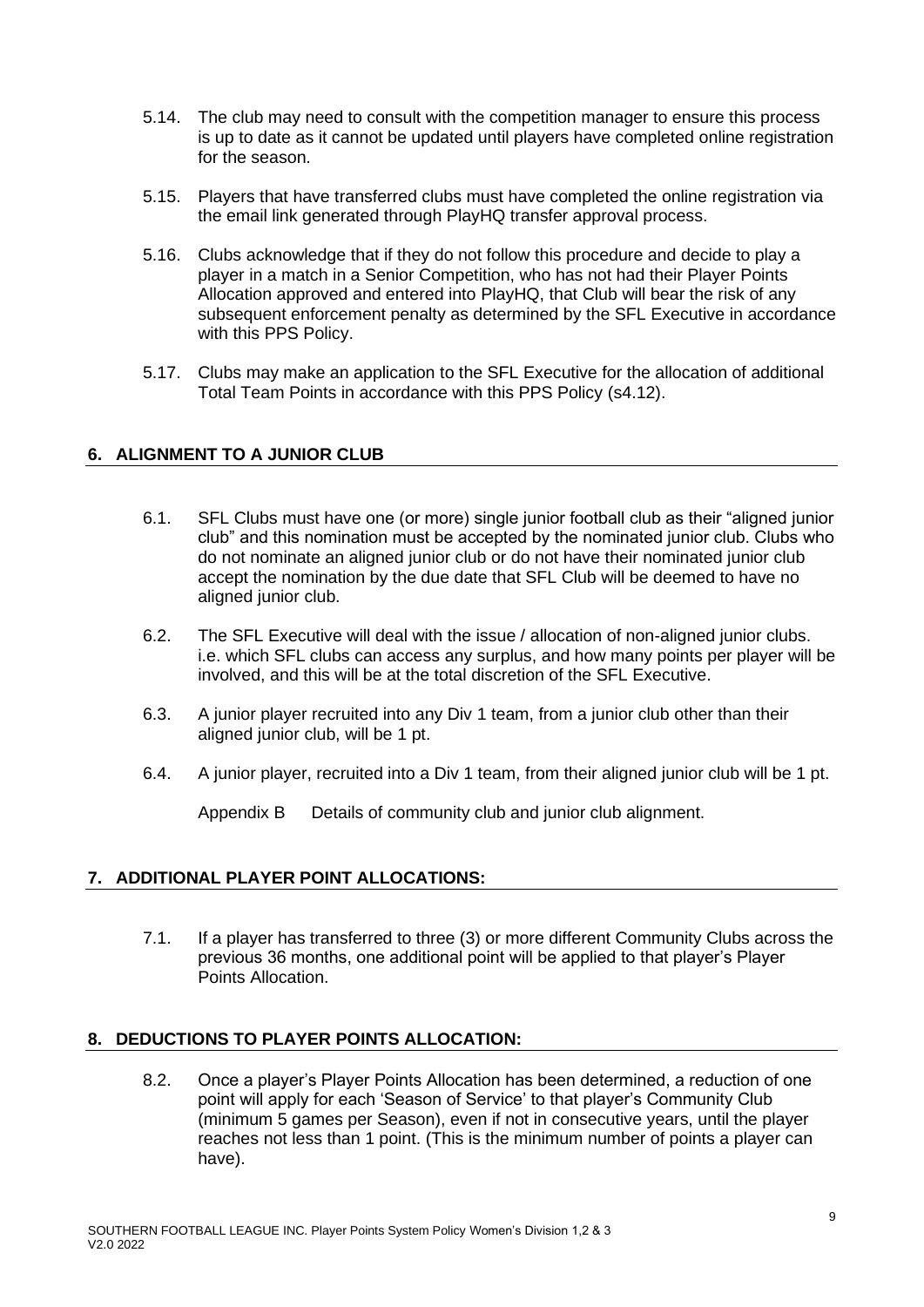5.14. The club may need to consult with the competition manager to ensure this process is up to date as it cannot be updated until players have completed online registration for the season.

5.15. Players that have transferred clubs must have completed the online registration via the email link generated through PlayHQ transfer approval process.

5.16. Clubs acknowledge that if they do not follow this procedure and decide to play a player in a match in a Senior Competition, who has not had their Player Points Allocation approved and entered into PlayHQ, that Club will bear the risk of any subsequent enforcement penalty as determined by the SFL Executive in accordance with this PPS Policy.

5.17. Clubs may make an application to the SFL Executive for the allocation of additional Total Team Points in accordance with this PPS Policy (s4.12).

## 6. ALIGNMENT TO A JUNIOR CLUB

6.1. SFL Clubs must have one (or more) single junior football club as their "aligned junior club" and this nomination must be accepted by the nominated junior club. Clubs who do not nominate an aligned junior club or do not have their nominated junior club accept the nomination by the due date that SFL Club will be deemed to have no aligned junior club.

6.2. The SFL Executive will deal with the issue / allocation of non-aligned junior clubs. i.e. which SFL clubs can access any surplus, and how many points per player will be involved, and this will be at the total discretion of the SFL Executive.

6.3. A junior player recruited into any Div 1 team, from a junior club other than their aligned junior club, will be 1 pt.

6.4. A junior player, recruited into a Div 1 team, from their aligned junior club will be 1 pt.

Appendix B Details of community club and junior club alignment.

## 7. ADDITIONAL PLAYER POINT ALLOCATIONS:

7.1. If a player has transferred to three (3) or more different Community Clubs across the previous 36 months, one additional point will be applied to that player's Player Points Allocation.

## 8. DEDUCTIONS TO PLAYER POINTS ALLOCATION:

8.2. Once a player's Player Points Allocation has been determined, a reduction of one point will apply for each 'Season of Service' to that player's Community Club (minimum 5 games per Season), even if not in consecutive years, until the player reaches not less than 1 point. (This is the minimum number of points a player can have).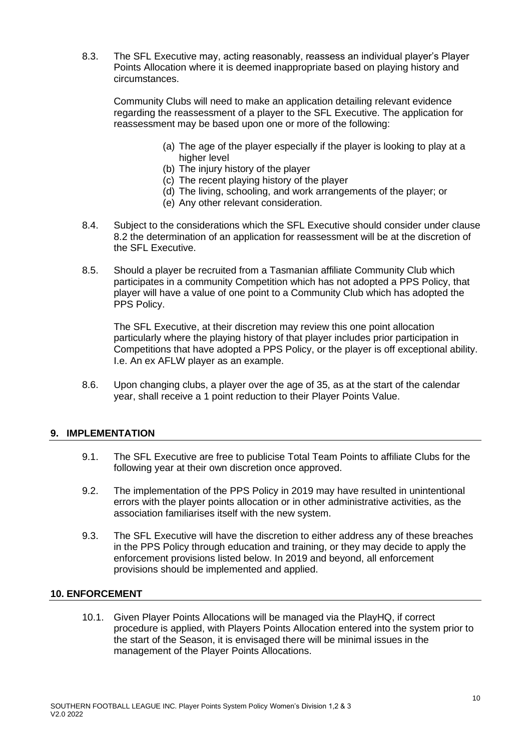8.3. The SFL Executive may, acting reasonably, reassess an individual player's Player Points Allocation where it is deemed inappropriate based on playing history and circumstances.

Community Clubs will need to make an application detailing relevant evidence regarding the reassessment of a player to the SFL Executive. The application for reassessment may be based upon one or more of the following:

(a) The age of the player especially if the player is looking to play at a higher level
(b) The injury history of the player
(c) The recent playing history of the player
(d) The living, schooling, and work arrangements of the player; or
(e) Any other relevant consideration.

8.4. Subject to the considerations which the SFL Executive should consider under clause 8.2 the determination of an application for reassessment will be at the discretion of the SFL Executive.

8.5. Should a player be recruited from a Tasmanian affiliate Community Club which participates in a community Competition which has not adopted a PPS Policy, that player will have a value of one point to a Community Club which has adopted the PPS Policy.

The SFL Executive, at their discretion may review this one point allocation particularly where the playing history of that player includes prior participation in Competitions that have adopted a PPS Policy, or the player is off exceptional ability. I.e. An ex AFLW player as an example.

8.6. Upon changing clubs, a player over the age of 35, as at the start of the calendar year, shall receive a 1 point reduction to their Player Points Value.

## 9. IMPLEMENTATION

9.1. The SFL Executive are free to publicise Total Team Points to affiliate Clubs for the following year at their own discretion once approved.

9.2. The implementation of the PPS Policy in 2019 may have resulted in unintentional errors with the player points allocation or in other administrative activities, as the association familiarises itself with the new system.

9.3. The SFL Executive will have the discretion to either address any of these breaches in the PPS Policy through education and training, or they may decide to apply the enforcement provisions listed below. In 2019 and beyond, all enforcement provisions should be implemented and applied.

## 10. ENFORCEMENT

10.1. Given Player Points Allocations will be managed via the PlayHQ, if correct procedure is applied, with Players Points Allocation entered into the system prior to the start of the Season, it is envisaged there will be minimal issues in the management of the Player Points Allocations.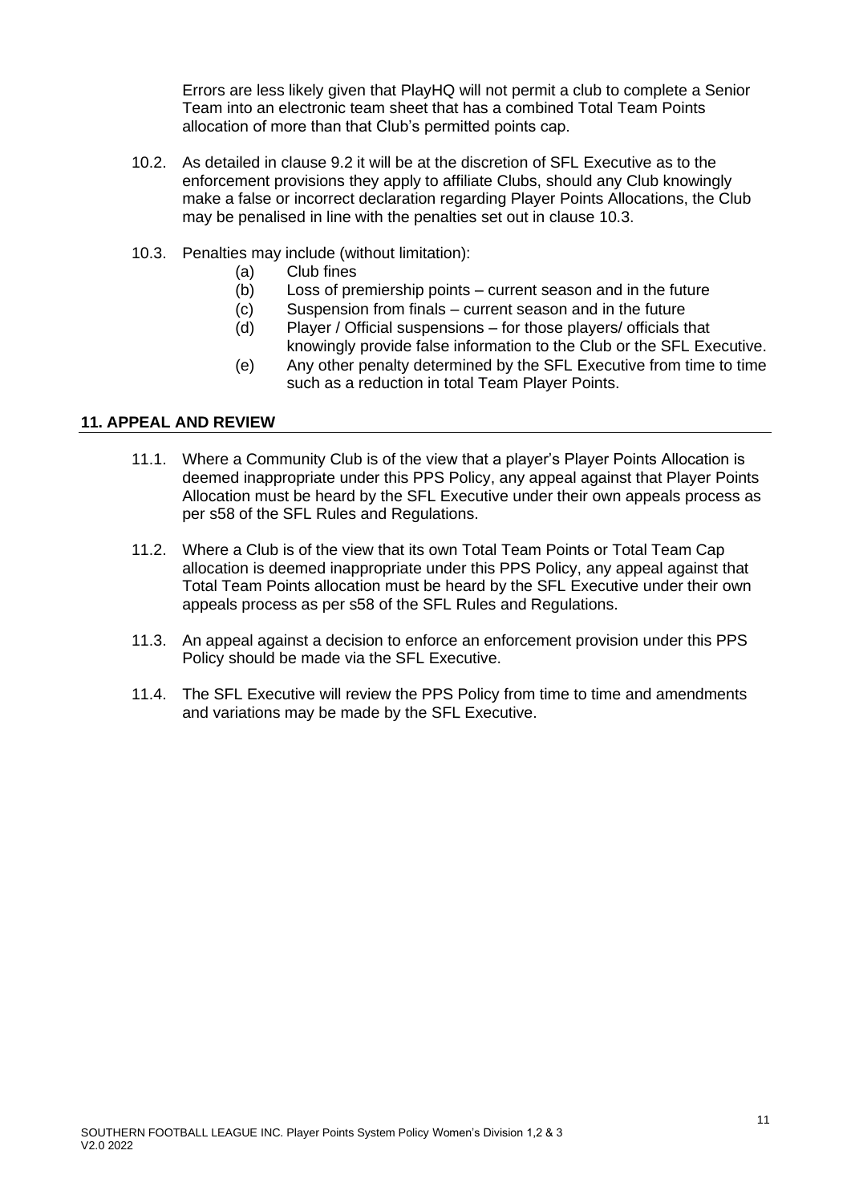Errors are less likely given that PlayHQ will not permit a club to complete a Senior Team into an electronic team sheet that has a combined Total Team Points allocation of more than that Club's permitted points cap.

10.2. As detailed in clause 9.2 it will be at the discretion of SFL Executive as to the enforcement provisions they apply to affiliate Clubs, should any Club knowingly make a false or incorrect declaration regarding Player Points Allocations, the Club may be penalised in line with the penalties set out in clause 10.3.

10.3. Penalties may include (without limitation):

(a) Club fines

(b) Loss of premiership points – current season and in the future

(c) Suspension from finals – current season and in the future

(d) Player / Official suspensions – for those players/ officials that knowingly provide false information to the Club or the SFL Executive.

(e) Any other penalty determined by the SFL Executive from time to time such as a reduction in total Team Player Points.

## 11. APPEAL AND REVIEW

11.1. Where a Community Club is of the view that a player's Player Points Allocation is deemed inappropriate under this PPS Policy, any appeal against that Player Points Allocation must be heard by the SFL Executive under their own appeals process as per s58 of the SFL Rules and Regulations.

11.2. Where a Club is of the view that its own Total Team Points or Total Team Cap allocation is deemed inappropriate under this PPS Policy, any appeal against that Total Team Points allocation must be heard by the SFL Executive under their own appeals process as per s58 of the SFL Rules and Regulations.

11.3. An appeal against a decision to enforce an enforcement provision under this PPS Policy should be made via the SFL Executive.

11.4. The SFL Executive will review the PPS Policy from time to time and amendments and variations may be made by the SFL Executive.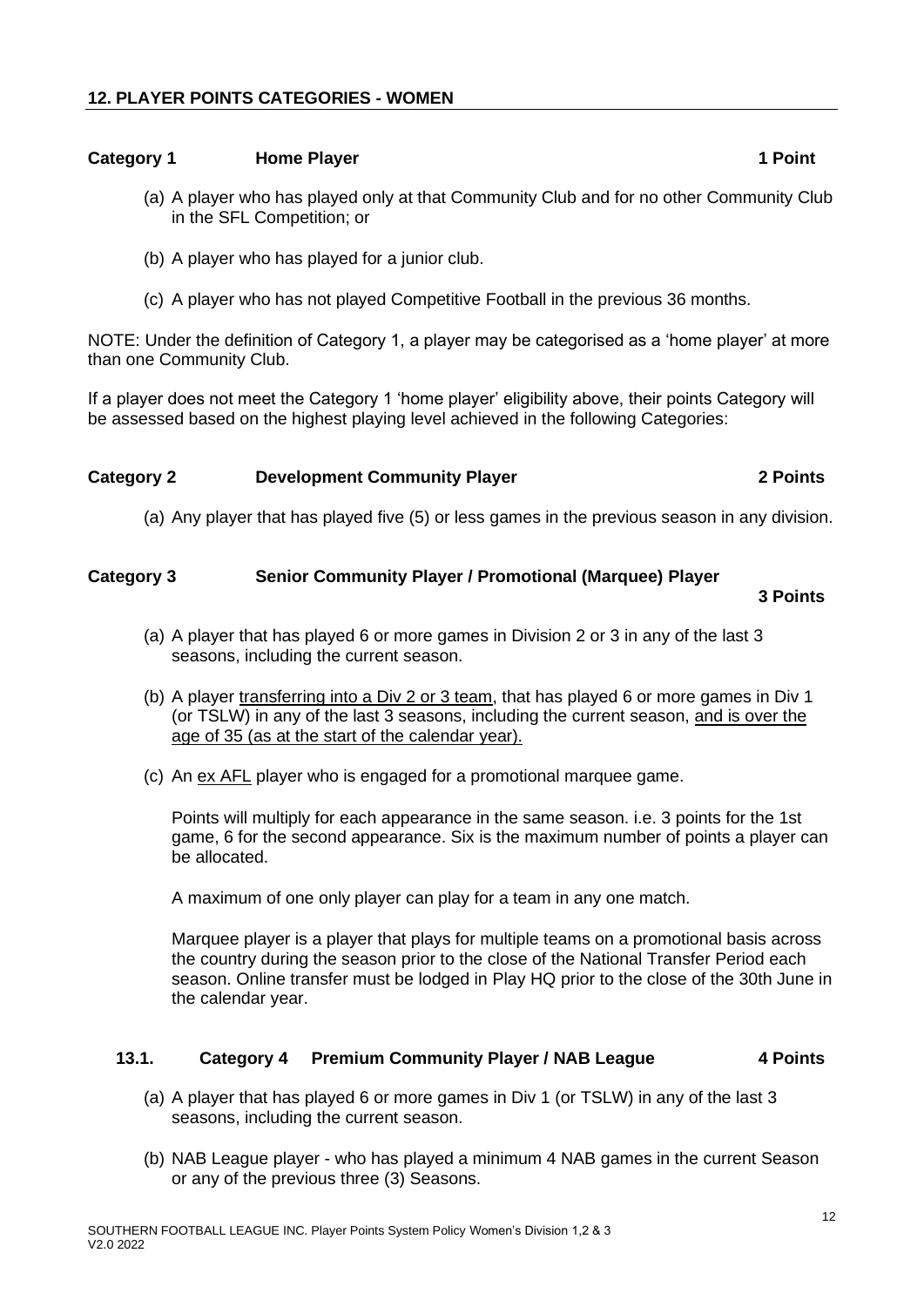## 12. PLAYER POINTS CATEGORIES - WOMEN

### Category 1 Home Player 1 Point

(a) A player who has played only at that Community Club and for no other Community Club in the SFL Competition; or

(b) A player who has played for a junior club.

(c) A player who has not played Competitive Football in the previous 36 months.

NOTE: Under the definition of Category 1, a player may be categorised as a 'home player' at more than one Community Club.

If a player does not meet the Category 1 'home player' eligibility above, their points Category will be assessed based on the highest playing level achieved in the following Categories:

### Category 2 Development Community Player 2 Points

(a) Any player that has played five (5) or less games in the previous season in any division.

### Category 3 Senior Community Player / Promotional (Marquee) Player 3 Points

(a) A player that has played 6 or more games in Division 2 or 3 in any of the last 3 seasons, including the current season.

(b) A player transferring into a Div 2 or 3 team, that has played 6 or more games in Div 1 (or TSLW) in any of the last 3 seasons, including the current season, and is over the age of 35 (as at the start of the calendar year).

(c) An ex AFL player who is engaged for a promotional marquee game.

Points will multiply for each appearance in the same season. i.e. 3 points for the 1st game, 6 for the second appearance. Six is the maximum number of points a player can be allocated.

A maximum of one only player can play for a team in any one match.

Marquee player is a player that plays for multiple teams on a promotional basis across the country during the season prior to the close of the National Transfer Period each season. Online transfer must be lodged in Play HQ prior to the close of the 30th June in the calendar year.

### 13.1. Category 4 Premium Community Player / NAB League 4 Points

(a) A player that has played 6 or more games in Div 1 (or TSLW) in any of the last 3 seasons, including the current season.

(b) NAB League player - who has played a minimum 4 NAB games in the current Season or any of the previous three (3) Seasons.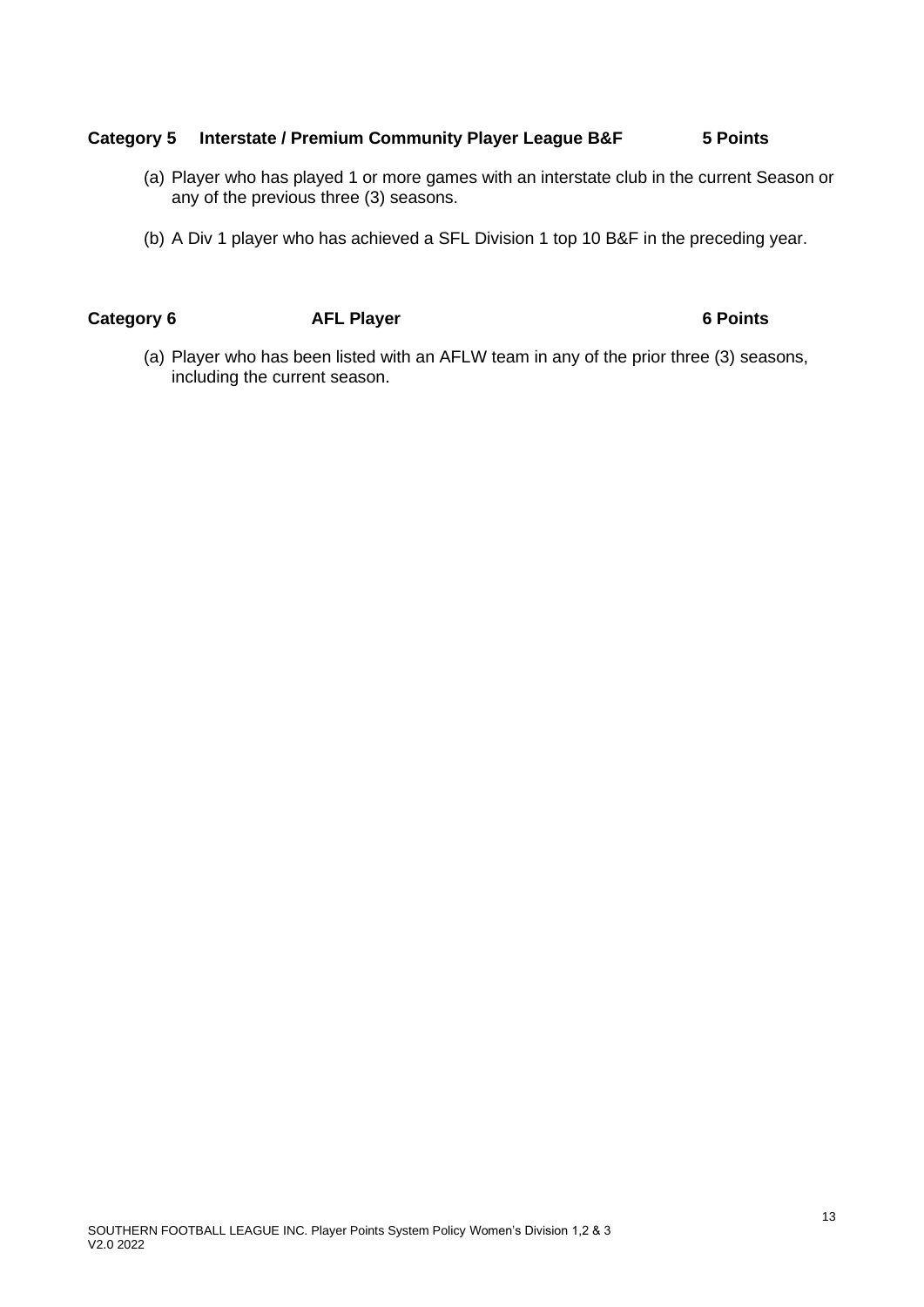**Category 5 Interstate / Premium Community Player League B&F 5 Points**

(a) Player who has played 1 or more games with an interstate club in the current Season or any of the previous three (3) seasons.

(b) A Div 1 player who has achieved a SFL Division 1 top 10 B&F in the preceding year.

**Category 6 AFL Player 6 Points**

(a) Player who has been listed with an AFLW team in any of the prior three (3) seasons, including the current season.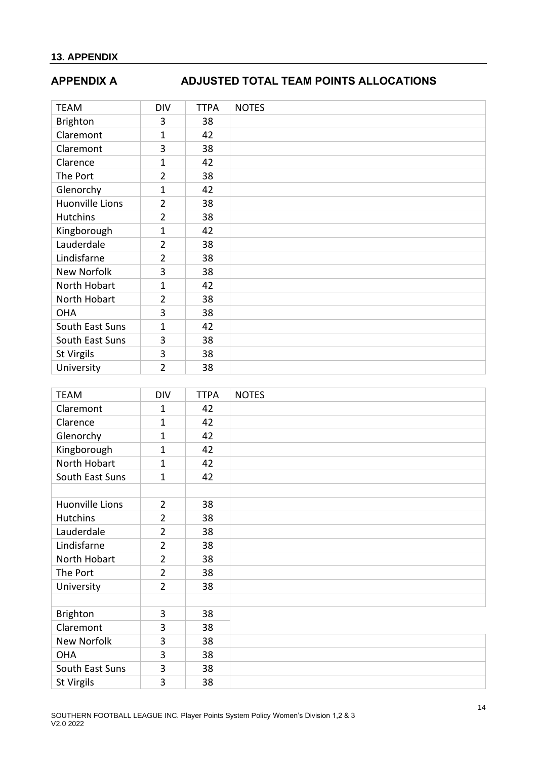## 13. APPENDIX

## APPENDIX A ADJUSTED TOTAL TEAM POINTS ALLOCATIONS

| TEAM | DIV | TTPA | NOTES |
|---|---|---|---|
| Brighton | 3 | 38 | |
| Claremont | 1 | 42 | |
| Claremont | 3 | 38 | |
| Clarence | 1 | 42 | |
| The Port | 2 | 38 | |
| Glenorchy | 1 | 42 | |
| Huonville Lions | 2 | 38 | |
| Hutchins | 2 | 38 | |
| Kingborough | 1 | 42 | |
| Lauderdale | 2 | 38 | |
| Lindisfarne | 2 | 38 | |
| New Norfolk | 3 | 38 | |
| North Hobart | 1 | 42 | |
| North Hobart | 2 | 38 | |
| OHA | 3 | 38 | |
| South East Suns | 1 | 42 | |
| South East Suns | 3 | 38 | |
| St Virgils | 3 | 38 | |
| University | 2 | 38 | |

| TEAM | DIV | TTPA | NOTES |
|---|---|---|---|
| Claremont | 1 | 42 | |
| Clarence | 1 | 42 | |
| Glenorchy | 1 | 42 | |
| Kingborough | 1 | 42 | |
| North Hobart | 1 | 42 | |
| South East Suns | 1 | 42 | |
| | | | |
| Huonville Lions | 2 | 38 | |
| Hutchins | 2 | 38 | |
| Lauderdale | 2 | 38 | |
| Lindisfarne | 2 | 38 | |
| North Hobart | 2 | 38 | |
| The Port | 2 | 38 | |
| University | 2 | 38 | |
| | | | |
| Brighton | 3 | 38 | |
| Claremont | 3 | 38 | |
| New Norfolk | 3 | 38 | |
| OHA | 3 | 38 | |
| South East Suns | 3 | 38 | |
| St Virgils | 3 | 38 | |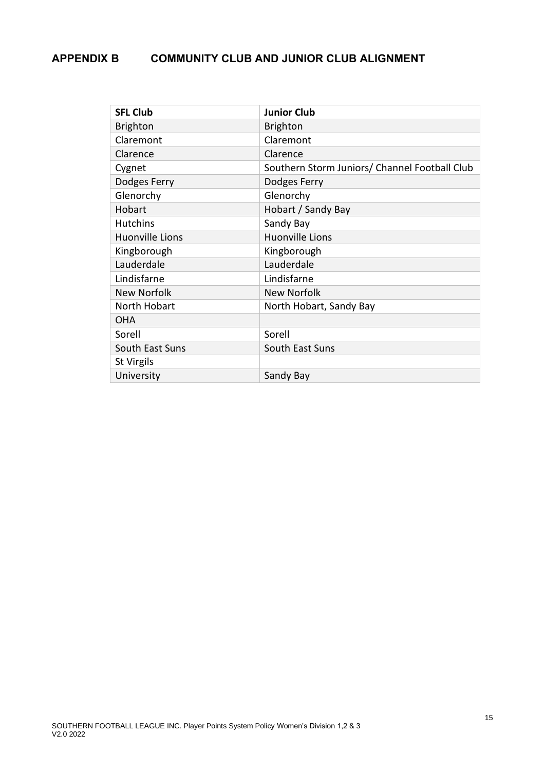# APPENDIX B COMMUNITY CLUB AND JUNIOR CLUB ALIGNMENT

| SFL Club | Junior Club |
| --- | --- |
| Brighton | Brighton |
| Claremont | Claremont |
| Clarence | Clarence |
| Cygnet | Southern Storm Juniors/ Channel Football Club |
| Dodges Ferry | Dodges Ferry |
| Glenorchy | Glenorchy |
| Hobart | Hobart / Sandy Bay |
| Hutchins | Sandy Bay |
| Huonville Lions | Huonville Lions |
| Kingborough | Kingborough |
| Lauderdale | Lauderdale |
| Lindisfarne | Lindisfarne |
| New Norfolk | New Norfolk |
| North Hobart | North Hobart, Sandy Bay |
| OHA | |
| Sorell | Sorell |
| South East Suns | South East Suns |
| St Virgils | |
| University | Sandy Bay |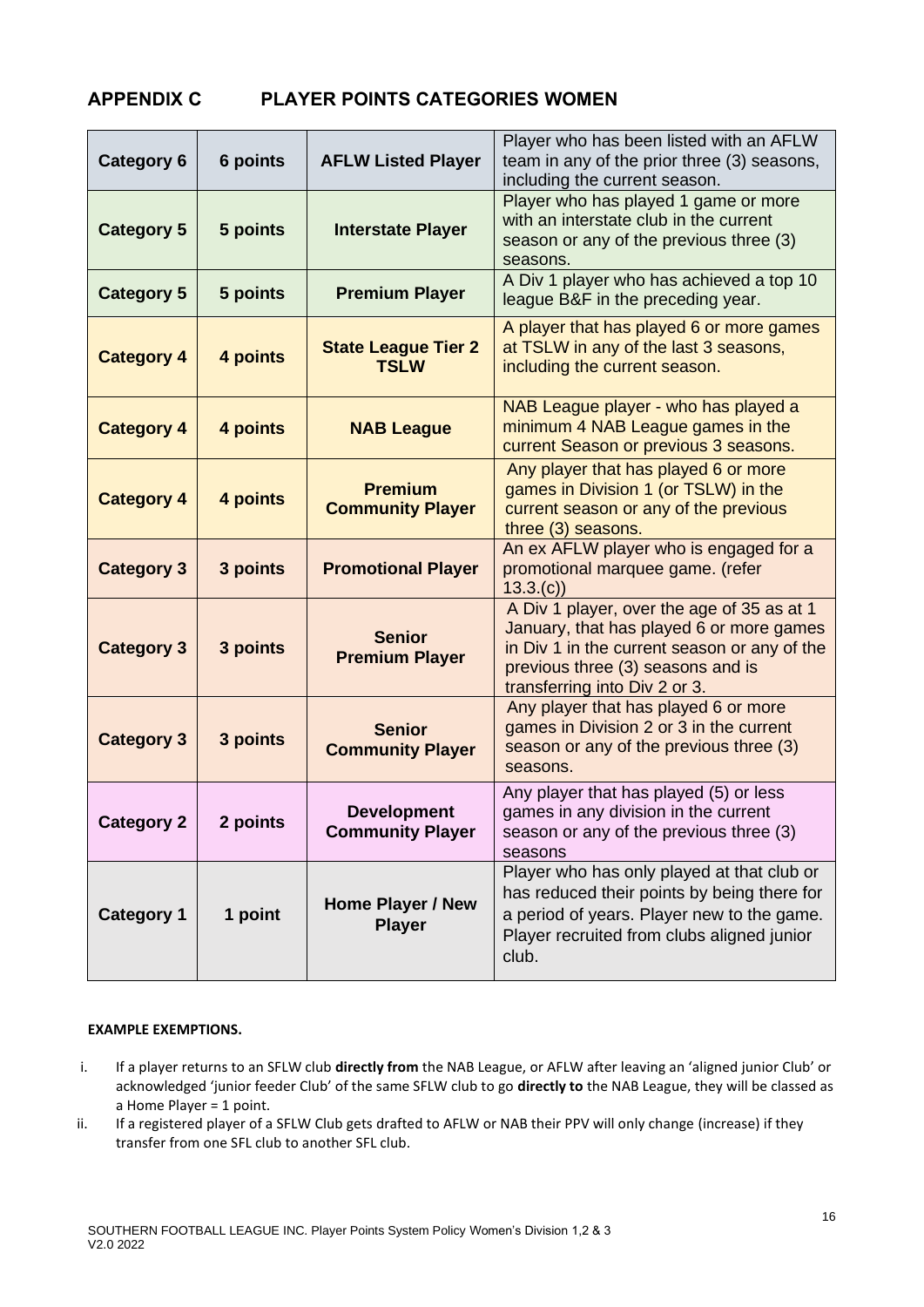## APPENDIX C PLAYER POINTS CATEGORIES WOMEN

| | | | |
|---|---|---|---|
| **Category 6** | **6 points** | **AFLW Listed Player** | Player who has been listed with an AFLW team in any of the prior three (3) seasons, including the current season. |
| **Category 5** | **5 points** | **Interstate Player** | Player who has played 1 game or more with an interstate club in the current season or any of the previous three (3) seasons. |
| **Category 5** | **5 points** | **Premium Player** | A Div 1 player who has achieved a top 10 league B&F in the preceding year. |
| **Category 4** | **4 points** | **State League Tier 2 TSLW** | A player that has played 6 or more games at TSLW in any of the last 3 seasons, including the current season. |
| **Category 4** | **4 points** | **NAB League** | NAB League player - who has played a minimum 4 NAB League games in the current Season or previous 3 seasons. |
| **Category 4** | **4 points** | **Premium Community Player** | Any player that has played 6 or more games in Division 1 (or TSLW) in the current season or any of the previous three (3) seasons. |
| **Category 3** | **3 points** | **Promotional Player** | An ex AFLW player who is engaged for a promotional marquee game. (refer 13.3.(c)) |
| **Category 3** | **3 points** | **Senior Premium Player** | A Div 1 player, over the age of 35 as at 1 January, that has played 6 or more games in Div 1 in the current season or any of the previous three (3) seasons and is transferring into Div 2 or 3. |
| **Category 3** | **3 points** | **Senior Community Player** | Any player that has played 6 or more games in Division 2 or 3 in the current season or any of the previous three (3) seasons. |
| **Category 2** | **2 points** | **Development Community Player** | Any player that has played (5) or less games in any division in the current season or any of the previous three (3) seasons |
| **Category 1** | **1 point** | **Home Player / New Player** | Player who has only played at that club or has reduced their points by being there for a period of years. Player new to the game. Player recruited from clubs aligned junior club. |

**EXAMPLE EXEMPTIONS.**

i. If a player returns to an SFLW club **directly from** the NAB League, or AFLW after leaving an 'aligned junior Club' or acknowledged 'junior feeder Club' of the same SFLW club to go **directly to** the NAB League, they will be classed as a Home Player = 1 point.

ii. If a registered player of a SFLW Club gets drafted to AFLW or NAB their PPV will only change (increase) if they transfer from one SFL club to another SFL club.